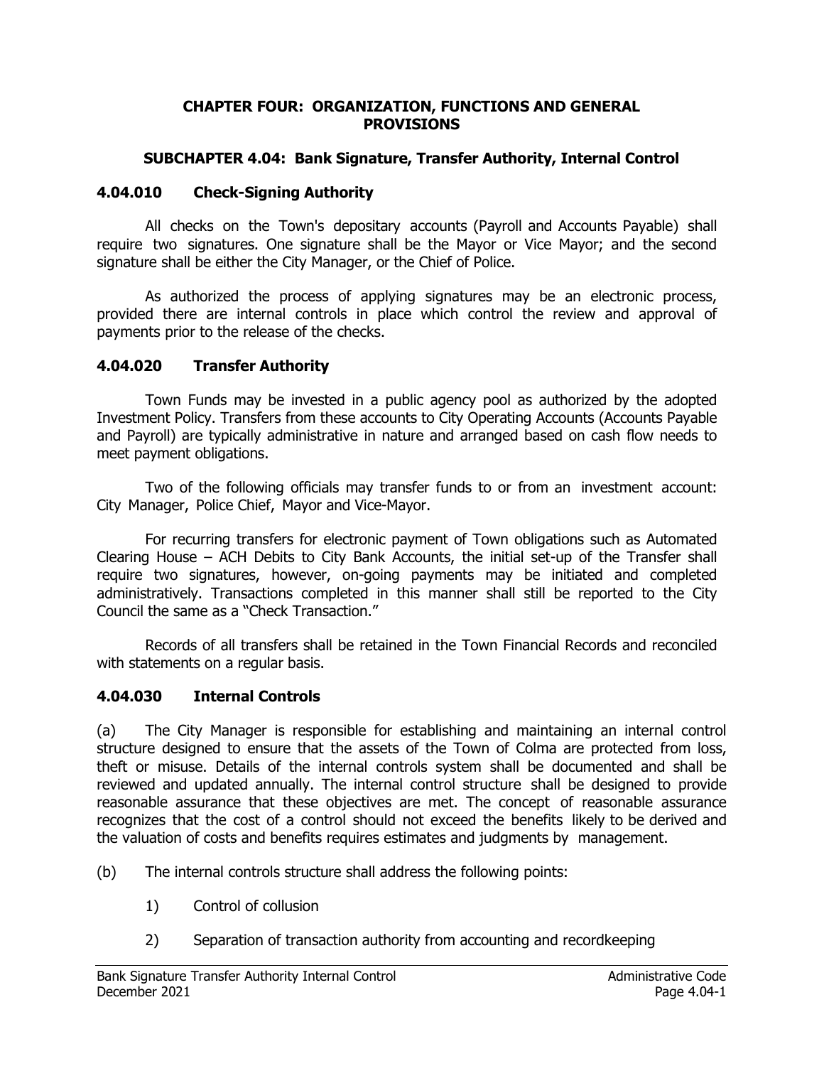# CHAPTER FOUR: ORGANIZATION, FUNCTIONS AND GENERAL PROVISIONS

## SUBCHAPTER 4.04: Bank Signature, Transfer Authority, Internal Control

### 4.04.010 Check-Signing Authority

All checks on the Town's depositary accounts (Payroll and Accounts Payable) shall require two signatures. One signature shall be the Mayor or Vice Mayor; and the second signature shall be either the City Manager, or the Chief of Police.

As authorized the process of applying signatures may be an electronic process, provided there are internal controls in place which control the review and approval of payments prior to the release of the checks.

### 4.04.020 Transfer Authority

Town Funds may be invested in a public agency pool as authorized by the adopted Investment Policy. Transfers from these accounts to City Operating Accounts (Accounts Payable and Payroll) are typically administrative in nature and arranged based on cash flow needs to meet payment obligations.

Two of the following officials may transfer funds to or from an investment account: City Manager, Police Chief, Mayor and Vice-Mayor.

For recurring transfers for electronic payment of Town obligations such as Automated Clearing House – ACH Debits to City Bank Accounts, the initial set-up of the Transfer shall require two signatures, however, on-going payments may be initiated and completed administratively. Transactions completed in this manner shall still be reported to the City Council the same as a "Check Transaction."

Records of all transfers shall be retained in the Town Financial Records and reconciled with statements on a regular basis.

### 4.04.030 Internal Controls

(a) The City Manager is responsible for establishing and maintaining an internal control structure designed to ensure that the assets of the Town of Colma are protected from loss, theft or misuse. Details of the internal controls system shall be documented and shall be reviewed and updated annually. The internal control structure shall be designed to provide reasonable assurance that these objectives are met. The concept of reasonable assurance recognizes that the cost of a control should not exceed the benefits likely to be derived and the valuation of costs and benefits requires estimates and judgments by management.

(b) The internal controls structure shall address the following points:

1) Control of collusion

2) Separation of transaction authority from accounting and recordkeeping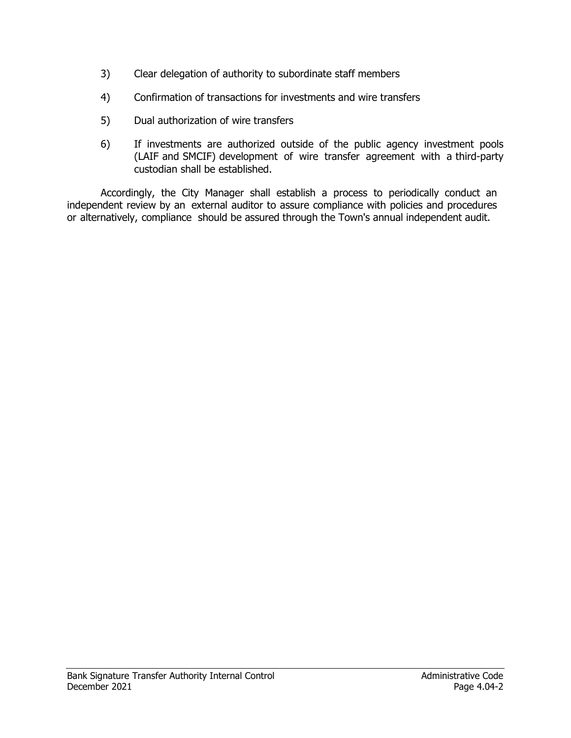3) Clear delegation of authority to subordinate staff members

4) Confirmation of transactions for investments and wire transfers

5) Dual authorization of wire transfers

6) If investments are authorized outside of the public agency investment pools (LAIF and SMCIF) development of wire transfer agreement with a third-party custodian shall be established.

Accordingly, the City Manager shall establish a process to periodically conduct an independent review by an external auditor to assure compliance with policies and procedures or alternatively, compliance should be assured through the Town's annual independent audit.